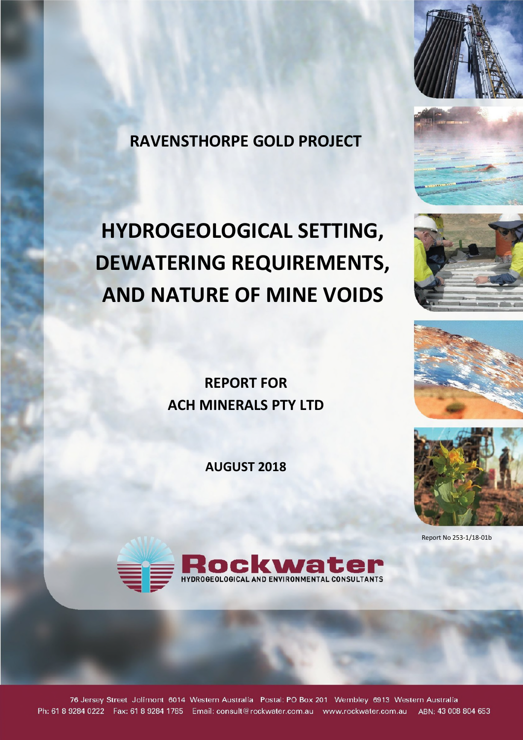# RAVENSTHORPE GOLD PROJECT

# HYDROGEOLOGICAL SETTING, DEWATERING REQUIREMENTS, AND NATURE OF MINE VOIDS

**REPORT FOR ACH MINERALS PTY LTD**

**AUGUST 2018**

Report No 253-1/18-01b

Rockwater
HYDROGEOLOGICAL AND ENVIRONMENTAL CONSULTANTS

76 Jersey Street Jolimont 6014 Western Australia Postal: PO Box 201 Wembley 6913 Western Australia
Ph: 61 8 9284 0222 Fax: 61 8 9284 1785 Email: consult@rockwater.com.au www.rockwater.com.au ABN: 43 008 804 653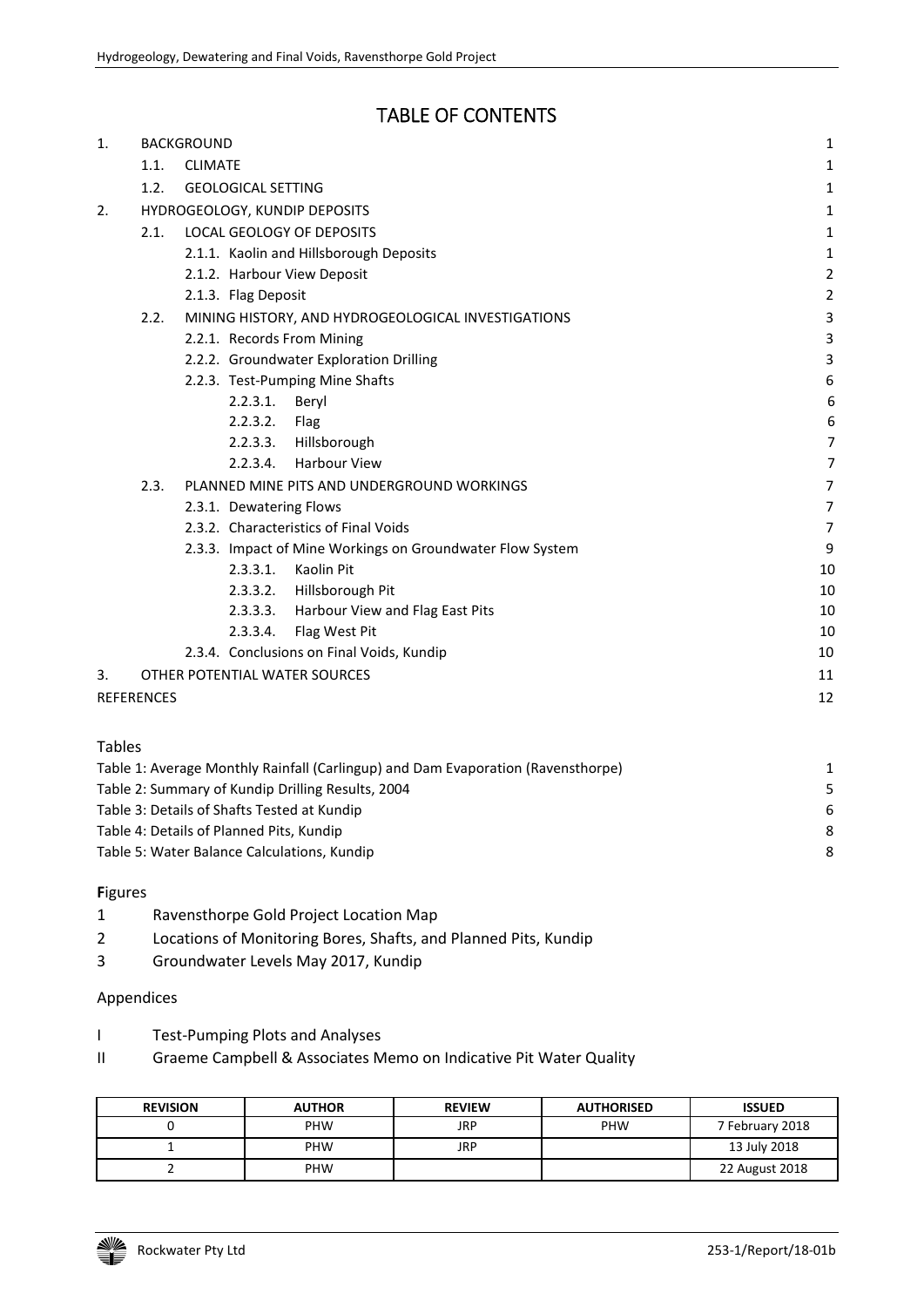# TABLE OF CONTENTS

| | | |
|---|---|---|
| 1. | BACKGROUND | 1 |
| | 1.1. CLIMATE | 1 |
| | 1.2. GEOLOGICAL SETTING | 1 |
| 2. | HYDROGEOLOGY, KUNDIP DEPOSITS | 1 |
| | 2.1. LOCAL GEOLOGY OF DEPOSITS | 1 |
| | 2.1.1. Kaolin and Hillsborough Deposits | 1 |
| | 2.1.2. Harbour View Deposit | 2 |
| | 2.1.3. Flag Deposit | 2 |
| | 2.2. MINING HISTORY, AND HYDROGEOLOGICAL INVESTIGATIONS | 3 |
| | 2.2.1. Records From Mining | 3 |
| | 2.2.2. Groundwater Exploration Drilling | 3 |
| | 2.2.3. Test-Pumping Mine Shafts | 6 |
| | 2.2.3.1. Beryl | 6 |
| | 2.2.3.2. Flag | 6 |
| | 2.2.3.3. Hillsborough | 7 |
| | 2.2.3.4. Harbour View | 7 |
| | 2.3. PLANNED MINE PITS AND UNDERGROUND WORKINGS | 7 |
| | 2.3.1. Dewatering Flows | 7 |
| | 2.3.2. Characteristics of Final Voids | 7 |
| | 2.3.3. Impact of Mine Workings on Groundwater Flow System | 9 |
| | 2.3.3.1. Kaolin Pit | 10 |
| | 2.3.3.2. Hillsborough Pit | 10 |
| | 2.3.3.3. Harbour View and Flag East Pits | 10 |
| | 2.3.3.4. Flag West Pit | 10 |
| | 2.3.4. Conclusions on Final Voids, Kundip | 10 |
| 3. | OTHER POTENTIAL WATER SOURCES | 11 |
| | REFERENCES | 12 |

Tables

| | |
|---|---|
| Table 1: Average Monthly Rainfall (Carlingup) and Dam Evaporation (Ravensthorpe) | 1 |
| Table 2: Summary of Kundip Drilling Results, 2004 | 5 |
| Table 3: Details of Shafts Tested at Kundip | 6 |
| Table 4: Details of Planned Pits, Kundip | 8 |
| Table 5: Water Balance Calculations, Kundip | 8 |

**F**igures

1. Ravensthorpe Gold Project Location Map
2. Locations of Monitoring Bores, Shafts, and Planned Pits, Kundip
3. Groundwater Levels May 2017, Kundip

Appendices

I Test-Pumping Plots and Analyses

II Graeme Campbell & Associates Memo on Indicative Pit Water Quality

| REVISION | AUTHOR | REVIEW | AUTHORISED | ISSUED |
|---|---|---|---|---|
| 0 | PHW | JRP | PHW | 7 February 2018 |
| 1 | PHW | JRP | | 13 July 2018 |
| 2 | PHW | | | 22 August 2018 |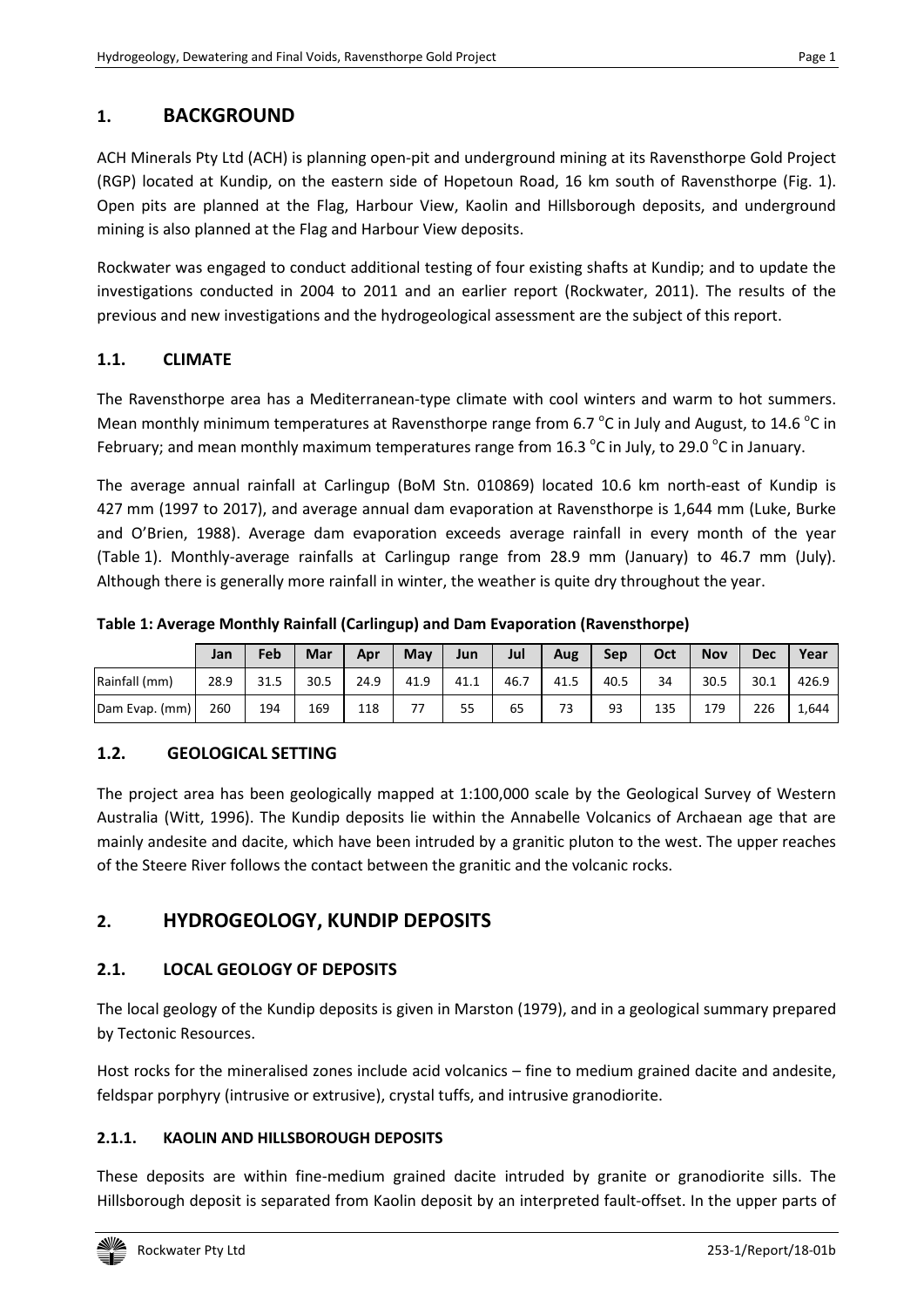## 1. BACKGROUND

ACH Minerals Pty Ltd (ACH) is planning open-pit and underground mining at its Ravensthorpe Gold Project (RGP) located at Kundip, on the eastern side of Hopetoun Road, 16 km south of Ravensthorpe (Fig. 1). Open pits are planned at the Flag, Harbour View, Kaolin and Hillsborough deposits, and underground mining is also planned at the Flag and Harbour View deposits.

Rockwater was engaged to conduct additional testing of four existing shafts at Kundip; and to update the investigations conducted in 2004 to 2011 and an earlier report (Rockwater, 2011). The results of the previous and new investigations and the hydrogeological assessment are the subject of this report.

### 1.1. CLIMATE

The Ravensthorpe area has a Mediterranean-type climate with cool winters and warm to hot summers. Mean monthly minimum temperatures at Ravensthorpe range from 6.7 °C in July and August, to 14.6 °C in February; and mean monthly maximum temperatures range from 16.3 °C in July, to 29.0 °C in January.

The average annual rainfall at Carlingup (BoM Stn. 010869) located 10.6 km north-east of Kundip is 427 mm (1997 to 2017), and average annual dam evaporation at Ravensthorpe is 1,644 mm (Luke, Burke and O'Brien, 1988). Average dam evaporation exceeds average rainfall in every month of the year (Table 1). Monthly-average rainfalls at Carlingup range from 28.9 mm (January) to 46.7 mm (July). Although there is generally more rainfall in winter, the weather is quite dry throughout the year.

**Table 1: Average Monthly Rainfall (Carlingup) and Dam Evaporation (Ravensthorpe)**

| | Jan | Feb | Mar | Apr | May | Jun | Jul | Aug | Sep | Oct | Nov | Dec | Year |
|---|---|---|---|---|---|---|---|---|---|---|---|---|---|
| Rainfall (mm) | 28.9 | 31.5 | 30.5 | 24.9 | 41.9 | 41.1 | 46.7 | 41.5 | 40.5 | 34 | 30.5 | 30.1 | 426.9 |
| Dam Evap. (mm) | 260 | 194 | 169 | 118 | 77 | 55 | 65 | 73 | 93 | 135 | 179 | 226 | 1,644 |

### 1.2. GEOLOGICAL SETTING

The project area has been geologically mapped at 1:100,000 scale by the Geological Survey of Western Australia (Witt, 1996). The Kundip deposits lie within the Annabelle Volcanics of Archaean age that are mainly andesite and dacite, which have been intruded by a granitic pluton to the west. The upper reaches of the Steere River follows the contact between the granitic and the volcanic rocks.

## 2. HYDROGEOLOGY, KUNDIP DEPOSITS

### 2.1. LOCAL GEOLOGY OF DEPOSITS

The local geology of the Kundip deposits is given in Marston (1979), and in a geological summary prepared by Tectonic Resources.

Host rocks for the mineralised zones include acid volcanics – fine to medium grained dacite and andesite, feldspar porphyry (intrusive or extrusive), crystal tuffs, and intrusive granodiorite.

#### 2.1.1. KAOLIN AND HILLSBOROUGH DEPOSITS

These deposits are within fine-medium grained dacite intruded by granite or granodiorite sills. The Hillsborough deposit is separated from Kaolin deposit by an interpreted fault-offset. In the upper parts of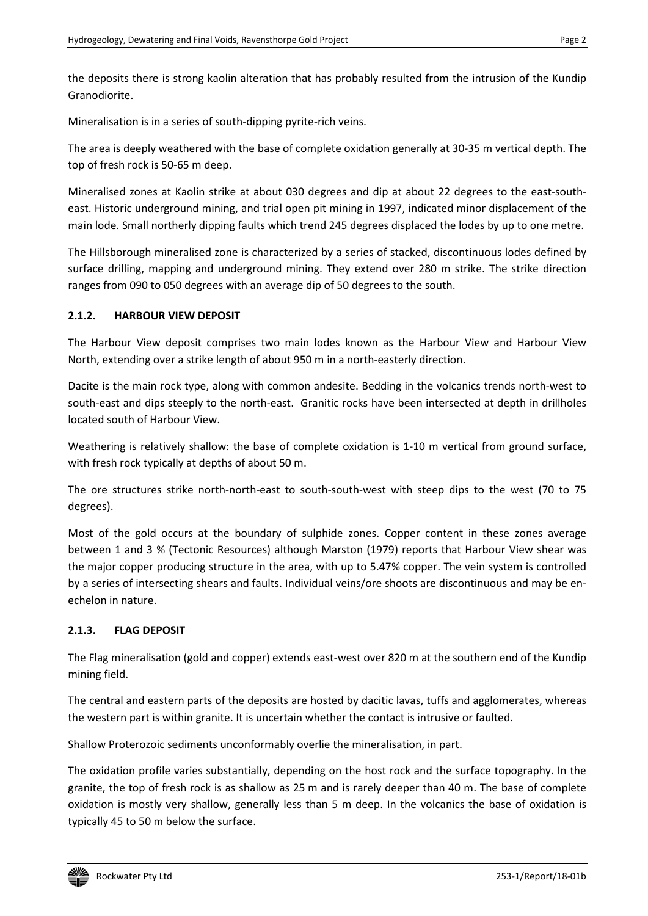the deposits there is strong kaolin alteration that has probably resulted from the intrusion of the Kundip Granodiorite.

Mineralisation is in a series of south-dipping pyrite-rich veins.

The area is deeply weathered with the base of complete oxidation generally at 30-35 m vertical depth. The top of fresh rock is 50-65 m deep.

Mineralised zones at Kaolin strike at about 030 degrees and dip at about 22 degrees to the east-south-east. Historic underground mining, and trial open pit mining in 1997, indicated minor displacement of the main lode. Small northerly dipping faults which trend 245 degrees displaced the lodes by up to one metre.

The Hillsborough mineralised zone is characterized by a series of stacked, discontinuous lodes defined by surface drilling, mapping and underground mining. They extend over 280 m strike. The strike direction ranges from 090 to 050 degrees with an average dip of 50 degrees to the south.

### 2.1.2. HARBOUR VIEW DEPOSIT

The Harbour View deposit comprises two main lodes known as the Harbour View and Harbour View North, extending over a strike length of about 950 m in a north-easterly direction.

Dacite is the main rock type, along with common andesite. Bedding in the volcanics trends north-west to south-east and dips steeply to the north-east. Granitic rocks have been intersected at depth in drillholes located south of Harbour View.

Weathering is relatively shallow: the base of complete oxidation is 1-10 m vertical from ground surface, with fresh rock typically at depths of about 50 m.

The ore structures strike north-north-east to south-south-west with steep dips to the west (70 to 75 degrees).

Most of the gold occurs at the boundary of sulphide zones. Copper content in these zones average between 1 and 3 % (Tectonic Resources) although Marston (1979) reports that Harbour View shear was the major copper producing structure in the area, with up to 5.47% copper. The vein system is controlled by a series of intersecting shears and faults. Individual veins/ore shoots are discontinuous and may be en-echelon in nature.

### 2.1.3. FLAG DEPOSIT

The Flag mineralisation (gold and copper) extends east-west over 820 m at the southern end of the Kundip mining field.

The central and eastern parts of the deposits are hosted by dacitic lavas, tuffs and agglomerates, whereas the western part is within granite. It is uncertain whether the contact is intrusive or faulted.

Shallow Proterozoic sediments unconformably overlie the mineralisation, in part.

The oxidation profile varies substantially, depending on the host rock and the surface topography. In the granite, the top of fresh rock is as shallow as 25 m and is rarely deeper than 40 m. The base of complete oxidation is mostly very shallow, generally less than 5 m deep. In the volcanics the base of oxidation is typically 45 to 50 m below the surface.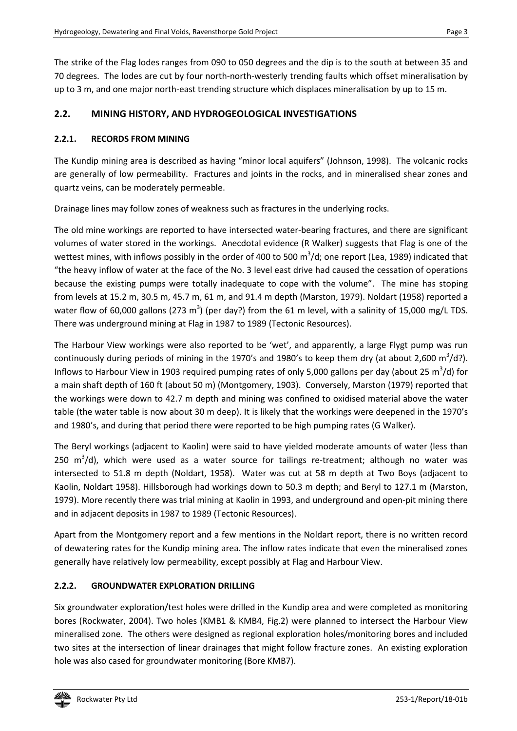The strike of the Flag lodes ranges from 090 to 050 degrees and the dip is to the south at between 35 and 70 degrees. The lodes are cut by four north-north-westerly trending faults which offset mineralisation by up to 3 m, and one major north-east trending structure which displaces mineralisation by up to 15 m.

## 2.2. MINING HISTORY, AND HYDROGEOLOGICAL INVESTIGATIONS

### 2.2.1. RECORDS FROM MINING

The Kundip mining area is described as having "minor local aquifers" (Johnson, 1998). The volcanic rocks are generally of low permeability. Fractures and joints in the rocks, and in mineralised shear zones and quartz veins, can be moderately permeable.

Drainage lines may follow zones of weakness such as fractures in the underlying rocks.

The old mine workings are reported to have intersected water-bearing fractures, and there are significant volumes of water stored in the workings. Anecdotal evidence (R Walker) suggests that Flag is one of the wettest mines, with inflows possibly in the order of 400 to 500 $m^3$/d; one report (Lea, 1989) indicated that "the heavy inflow of water at the face of the No. 3 level east drive had caused the cessation of operations because the existing pumps were totally inadequate to cope with the volume". The mine has stoping from levels at 15.2 m, 30.5 m, 45.7 m, 61 m, and 91.4 m depth (Marston, 1979). Noldart (1958) reported a water flow of 60,000 gallons (273 $m^3$) (per day?) from the 61 m level, with a salinity of 15,000 mg/L TDS. There was underground mining at Flag in 1987 to 1989 (Tectonic Resources).

The Harbour View workings were also reported to be 'wet', and apparently, a large Flygt pump was run continuously during periods of mining in the 1970's and 1980's to keep them dry (at about 2,600 $m^3$/d?). Inflows to Harbour View in 1903 required pumping rates of only 5,000 gallons per day (about 25 $m^3$/d) for a main shaft depth of 160 ft (about 50 m) (Montgomery, 1903). Conversely, Marston (1979) reported that the workings were down to 42.7 m depth and mining was confined to oxidised material above the water table (the water table is now about 30 m deep). It is likely that the workings were deepened in the 1970's and 1980's, and during that period there were reported to be high pumping rates (G Walker).

The Beryl workings (adjacent to Kaolin) were said to have yielded moderate amounts of water (less than 250 $m^3$/d), which were used as a water source for tailings re-treatment; although no water was intersected to 51.8 m depth (Noldart, 1958). Water was cut at 58 m depth at Two Boys (adjacent to Kaolin, Noldart 1958). Hillsborough had workings down to 50.3 m depth; and Beryl to 127.1 m (Marston, 1979). More recently there was trial mining at Kaolin in 1993, and underground and open-pit mining there and in adjacent deposits in 1987 to 1989 (Tectonic Resources).

Apart from the Montgomery report and a few mentions in the Noldart report, there is no written record of dewatering rates for the Kundip mining area. The inflow rates indicate that even the mineralised zones generally have relatively low permeability, except possibly at Flag and Harbour View.

### 2.2.2. GROUNDWATER EXPLORATION DRILLING

Six groundwater exploration/test holes were drilled in the Kundip area and were completed as monitoring bores (Rockwater, 2004). Two holes (KMB1 & KMB4, Fig.2) were planned to intersect the Harbour View mineralised zone. The others were designed as regional exploration holes/monitoring bores and included two sites at the intersection of linear drainages that might follow fracture zones. An existing exploration hole was also cased for groundwater monitoring (Bore KMB7).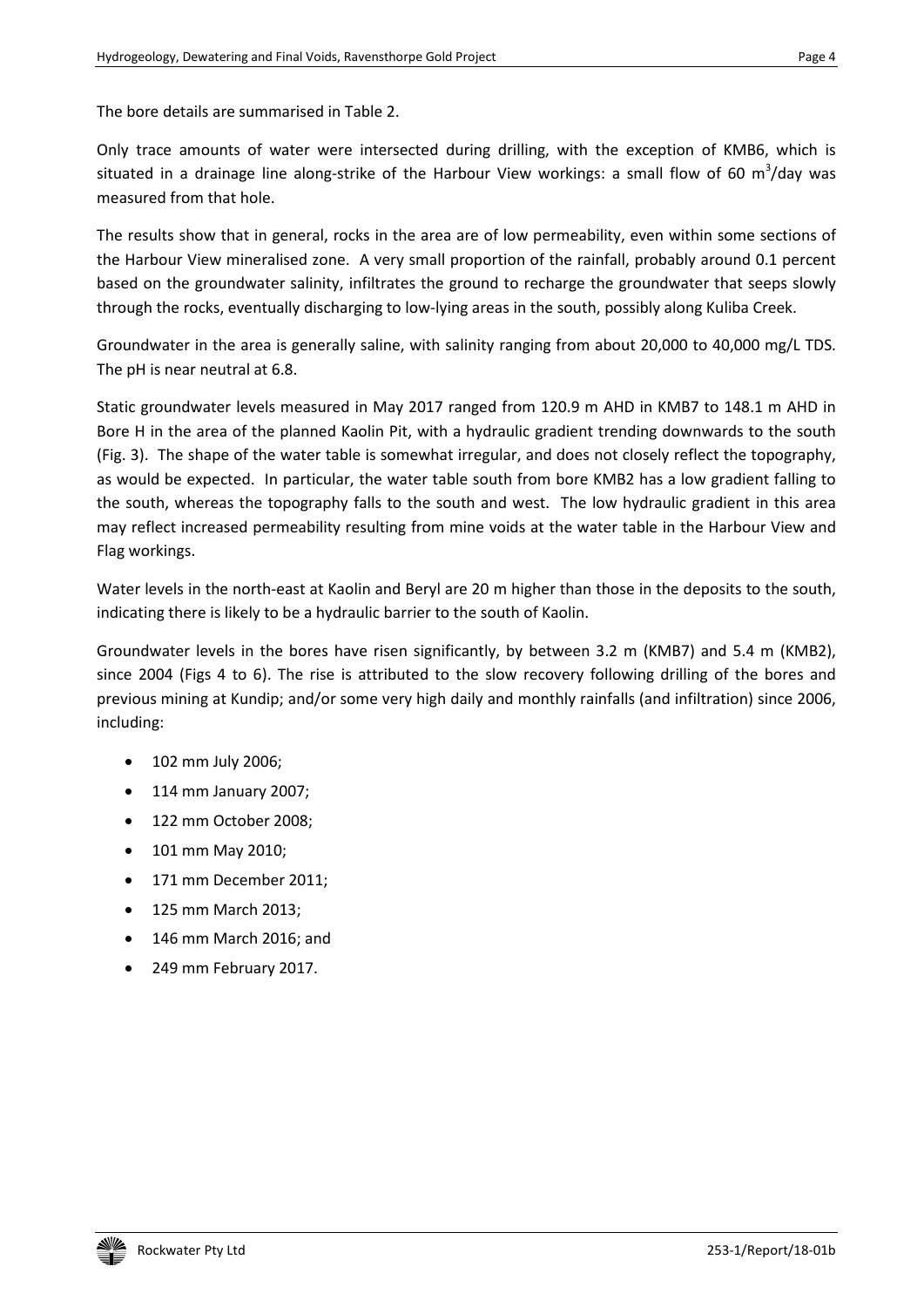The bore details are summarised in Table 2.

Only trace amounts of water were intersected during drilling, with the exception of KMB6, which is situated in a drainage line along-strike of the Harbour View workings: a small flow of 60 $m^3$/day was measured from that hole.

The results show that in general, rocks in the area are of low permeability, even within some sections of the Harbour View mineralised zone. A very small proportion of the rainfall, probably around 0.1 percent based on the groundwater salinity, infiltrates the ground to recharge the groundwater that seeps slowly through the rocks, eventually discharging to low-lying areas in the south, possibly along Kuliba Creek.

Groundwater in the area is generally saline, with salinity ranging from about 20,000 to 40,000 mg/L TDS. The pH is near neutral at 6.8.

Static groundwater levels measured in May 2017 ranged from 120.9 m AHD in KMB7 to 148.1 m AHD in Bore H in the area of the planned Kaolin Pit, with a hydraulic gradient trending downwards to the south (Fig. 3). The shape of the water table is somewhat irregular, and does not closely reflect the topography, as would be expected. In particular, the water table south from bore KMB2 has a low gradient falling to the south, whereas the topography falls to the south and west. The low hydraulic gradient in this area may reflect increased permeability resulting from mine voids at the water table in the Harbour View and Flag workings.

Water levels in the north-east at Kaolin and Beryl are 20 m higher than those in the deposits to the south, indicating there is likely to be a hydraulic barrier to the south of Kaolin.

Groundwater levels in the bores have risen significantly, by between 3.2 m (KMB7) and 5.4 m (KMB2), since 2004 (Figs 4 to 6). The rise is attributed to the slow recovery following drilling of the bores and previous mining at Kundip; and/or some very high daily and monthly rainfalls (and infiltration) since 2006, including:

- 102 mm July 2006;
- 114 mm January 2007;
- 122 mm October 2008;
- 101 mm May 2010;
- 171 mm December 2011;
- 125 mm March 2013;
- 146 mm March 2016; and
- 249 mm February 2017.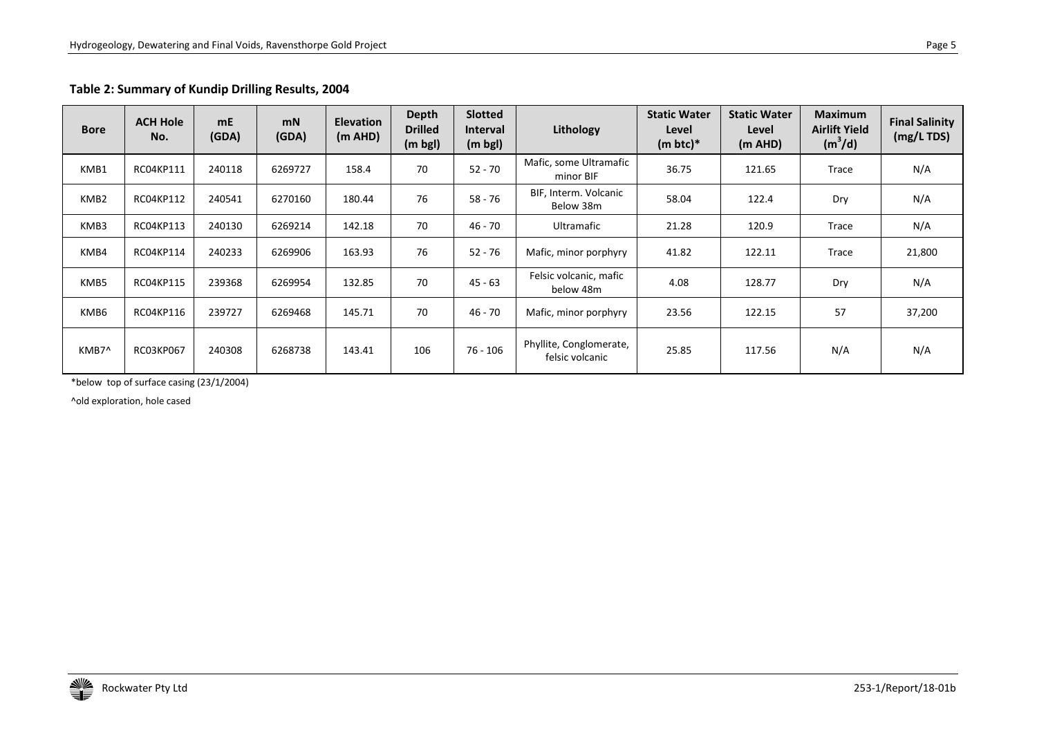**Table 2: Summary of Kundip Drilling Results, 2004**

| Bore | ACH Hole No. | mE (GDA) | mN (GDA) | Elevation (m AHD) | Depth Drilled (m bgl) | Slotted Interval (m bgl) | Lithology | Static Water Level (m btc)* | Static Water Level (m AHD) | Maximum Airlift Yield ($m^3$/d) | Final Salinity (mg/L TDS) |
|---|---|---|---|---|---|---|---|---|---|---|---|
| KMB1 | RC04KP111 | 240118 | 6269727 | 158.4 | 70 | 52 - 70 | Mafic, some Ultramafic minor BIF | 36.75 | 121.65 | Trace | N/A |
| KMB2 | RC04KP112 | 240541 | 6270160 | 180.44 | 76 | 58 - 76 | BIF, Interm. Volcanic Below 38m | 58.04 | 122.4 | Dry | N/A |
| KMB3 | RC04KP113 | 240130 | 6269214 | 142.18 | 70 | 46 - 70 | Ultramafic | 21.28 | 120.9 | Trace | N/A |
| KMB4 | RC04KP114 | 240233 | 6269906 | 163.93 | 76 | 52 - 76 | Mafic, minor porphyry | 41.82 | 122.11 | Trace | 21,800 |
| KMB5 | RC04KP115 | 239368 | 6269954 | 132.85 | 70 | 45 - 63 | Felsic volcanic, mafic below 48m | 4.08 | 128.77 | Dry | N/A |
| KMB6 | RC04KP116 | 239727 | 6269468 | 145.71 | 70 | 46 - 70 | Mafic, minor porphyry | 23.56 | 122.15 | 57 | 37,200 |
| KMB7^ | RC03KP067 | 240308 | 6268738 | 143.41 | 106 | 76 - 106 | Phyllite, Conglomerate, felsic volcanic | 25.85 | 117.56 | N/A | N/A |

*below top of surface casing (23/1/2004)

^old exploration, hole cased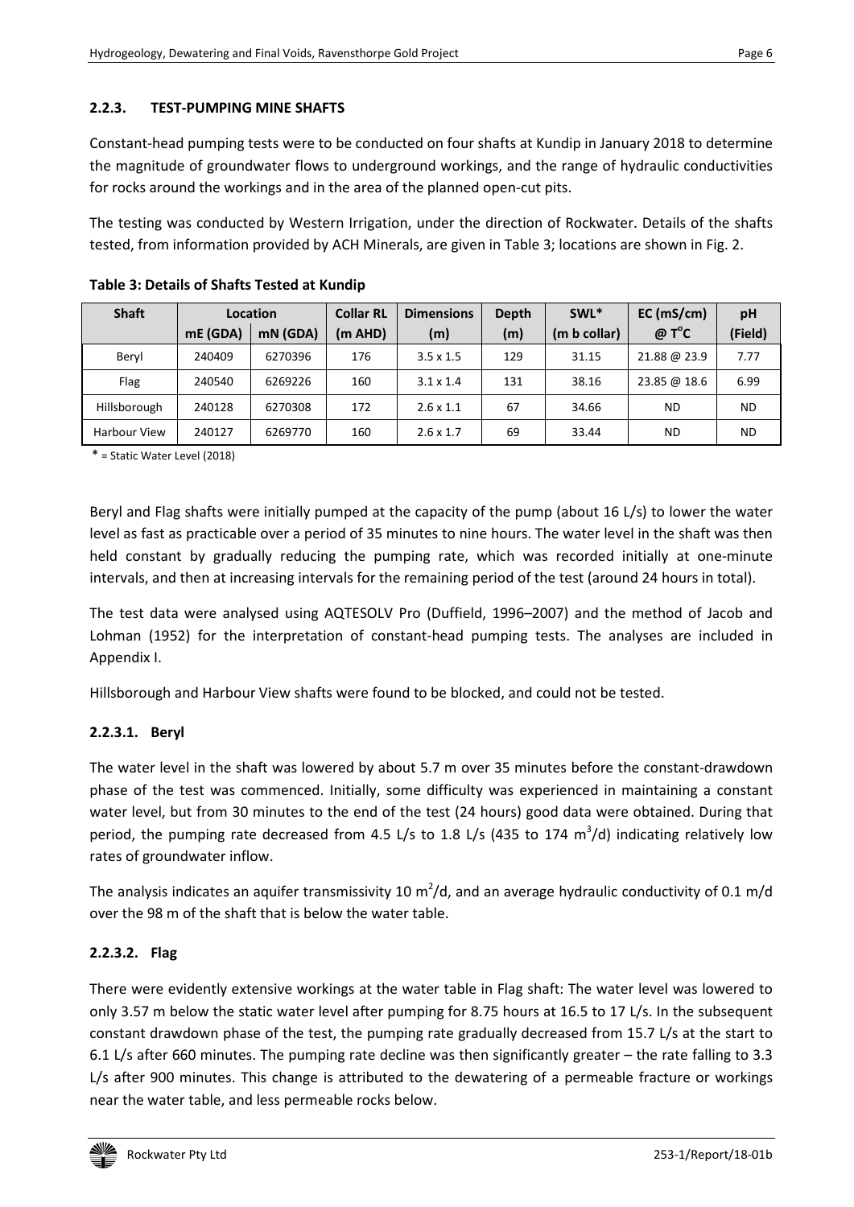### 2.2.3. TEST-PUMPING MINE SHAFTS

Constant-head pumping tests were to be conducted on four shafts at Kundip in January 2018 to determine the magnitude of groundwater flows to underground workings, and the range of hydraulic conductivities for rocks around the workings and in the area of the planned open-cut pits.

The testing was conducted by Western Irrigation, under the direction of Rockwater. Details of the shafts tested, from information provided by ACH Minerals, are given in Table 3; locations are shown in Fig. 2.

**Table 3: Details of Shafts Tested at Kundip**

| Shaft | Location | | Collar RL | Dimensions | Depth | SWL* | EC (mS/cm) | pH |
|---|---|---|---|---|---|---|---|---|
| | mE (GDA) | mN (GDA) | (m AHD) | (m) | (m) | (m b collar) | @ T°C | (Field) |
| Beryl | 240409 | 6270396 | 176 | 3.5 x 1.5 | 129 | 31.15 | 21.88 @ 23.9 | 7.77 |
| Flag | 240540 | 6269226 | 160 | 3.1 x 1.4 | 131 | 38.16 | 23.85 @ 18.6 | 6.99 |
| Hillsborough | 240128 | 6270308 | 172 | 2.6 x 1.1 | 67 | 34.66 | ND | ND |
| Harbour View | 240127 | 6269770 | 160 | 2.6 x 1.7 | 69 | 33.44 | ND | ND |

\* = Static Water Level (2018)

Beryl and Flag shafts were initially pumped at the capacity of the pump (about 16 L/s) to lower the water level as fast as practicable over a period of 35 minutes to nine hours. The water level in the shaft was then held constant by gradually reducing the pumping rate, which was recorded initially at one-minute intervals, and then at increasing intervals for the remaining period of the test (around 24 hours in total).

The test data were analysed using AQTESOLV Pro (Duffield, 1996–2007) and the method of Jacob and Lohman (1952) for the interpretation of constant-head pumping tests. The analyses are included in Appendix I.

Hillsborough and Harbour View shafts were found to be blocked, and could not be tested.

#### 2.2.3.1. Beryl

The water level in the shaft was lowered by about 5.7 m over 35 minutes before the constant-drawdown phase of the test was commenced. Initially, some difficulty was experienced in maintaining a constant water level, but from 30 minutes to the end of the test (24 hours) good data were obtained. During that period, the pumping rate decreased from 4.5 L/s to 1.8 L/s (435 to 174 $m^3$/d) indicating relatively low rates of groundwater inflow.

The analysis indicates an aquifer transmissivity 10 $m^2$/d, and an average hydraulic conductivity of 0.1 m/d over the 98 m of the shaft that is below the water table.

#### 2.2.3.2. Flag

There were evidently extensive workings at the water table in Flag shaft: The water level was lowered to only 3.57 m below the static water level after pumping for 8.75 hours at 16.5 to 17 L/s. In the subsequent constant drawdown phase of the test, the pumping rate gradually decreased from 15.7 L/s at the start to 6.1 L/s after 660 minutes. The pumping rate decline was then significantly greater – the rate falling to 3.3 L/s after 900 minutes. This change is attributed to the dewatering of a permeable fracture or workings near the water table, and less permeable rocks below.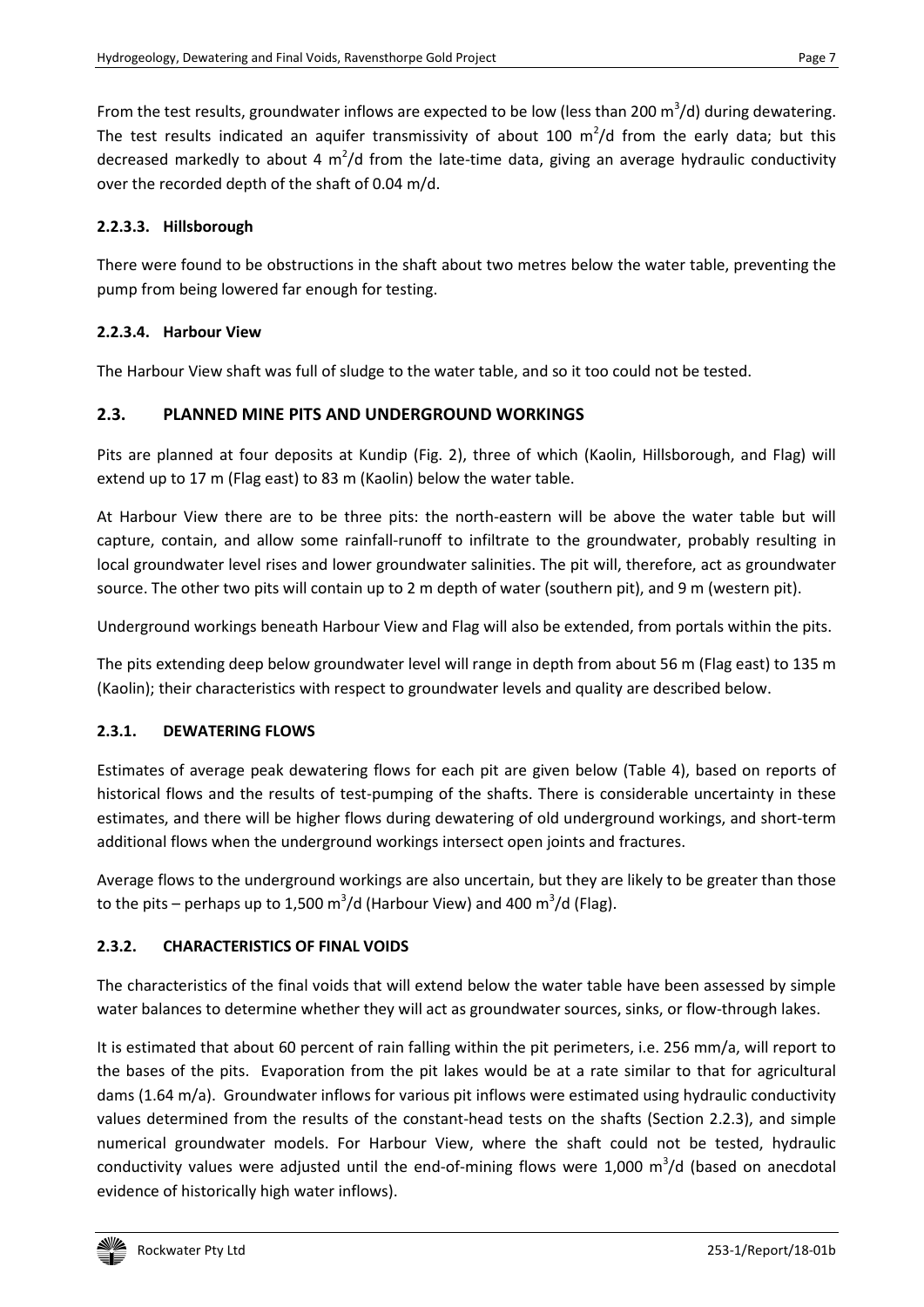From the test results, groundwater inflows are expected to be low (less than 200 $m^3$/d) during dewatering. The test results indicated an aquifer transmissivity of about 100 $m^2$/d from the early data; but this decreased markedly to about 4 $m^2$/d from the late-time data, giving an average hydraulic conductivity over the recorded depth of the shaft of 0.04 m/d.

#### 2.2.3.3. Hillsborough

There were found to be obstructions in the shaft about two metres below the water table, preventing the pump from being lowered far enough for testing.

#### 2.2.3.4. Harbour View

The Harbour View shaft was full of sludge to the water table, and so it too could not be tested.

## 2.3. PLANNED MINE PITS AND UNDERGROUND WORKINGS

Pits are planned at four deposits at Kundip (Fig. 2), three of which (Kaolin, Hillsborough, and Flag) will extend up to 17 m (Flag east) to 83 m (Kaolin) below the water table.

At Harbour View there are to be three pits: the north-eastern will be above the water table but will capture, contain, and allow some rainfall-runoff to infiltrate to the groundwater, probably resulting in local groundwater level rises and lower groundwater salinities. The pit will, therefore, act as groundwater source. The other two pits will contain up to 2 m depth of water (southern pit), and 9 m (western pit).

Underground workings beneath Harbour View and Flag will also be extended, from portals within the pits.

The pits extending deep below groundwater level will range in depth from about 56 m (Flag east) to 135 m (Kaolin); their characteristics with respect to groundwater levels and quality are described below.

### 2.3.1. DEWATERING FLOWS

Estimates of average peak dewatering flows for each pit are given below (Table 4), based on reports of historical flows and the results of test-pumping of the shafts. There is considerable uncertainty in these estimates, and there will be higher flows during dewatering of old underground workings, and short-term additional flows when the underground workings intersect open joints and fractures.

Average flows to the underground workings are also uncertain, but they are likely to be greater than those to the pits – perhaps up to 1,500 $m^3$/d (Harbour View) and 400 $m^3$/d (Flag).

### 2.3.2. CHARACTERISTICS OF FINAL VOIDS

The characteristics of the final voids that will extend below the water table have been assessed by simple water balances to determine whether they will act as groundwater sources, sinks, or flow-through lakes.

It is estimated that about 60 percent of rain falling within the pit perimeters, i.e. 256 mm/a, will report to the bases of the pits. Evaporation from the pit lakes would be at a rate similar to that for agricultural dams (1.64 m/a). Groundwater inflows for various pit inflows were estimated using hydraulic conductivity values determined from the results of the constant-head tests on the shafts (Section 2.2.3), and simple numerical groundwater models. For Harbour View, where the shaft could not be tested, hydraulic conductivity values were adjusted until the end-of-mining flows were 1,000 $m^3$/d (based on anecdotal evidence of historically high water inflows).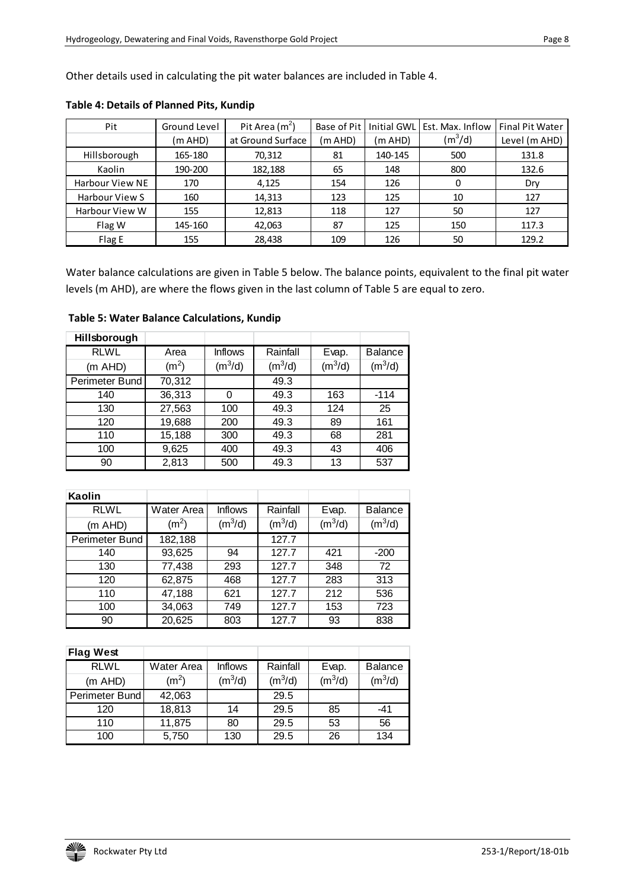Other details used in calculating the pit water balances are included in Table 4.

**Table 4: Details of Planned Pits, Kundip**

| Pit | Ground Level | Pit Area ($m^2$) | Base of Pit | Initial GWL | Est. Max. Inflow | Final Pit Water |
|---|---|---|---|---|---|---|
| | (m AHD) | at Ground Surface | (m AHD) | (m AHD) | ($m^3$/d) | Level (m AHD) |
| Hillsborough | 165-180 | 70,312 | 81 | 140-145 | 500 | 131.8 |
| Kaolin | 190-200 | 182,188 | 65 | 148 | 800 | 132.6 |
| Harbour View NE | 170 | 4,125 | 154 | 126 | 0 | Dry |
| Harbour View S | 160 | 14,313 | 123 | 125 | 10 | 127 |
| Harbour View W | 155 | 12,813 | 118 | 127 | 50 | 127 |
| Flag W | 145-160 | 42,063 | 87 | 125 | 150 | 117.3 |
| Flag E | 155 | 28,438 | 109 | 126 | 50 | 129.2 |

Water balance calculations are given in Table 5 below. The balance points, equivalent to the final pit water levels (m AHD), are where the flows given in the last column of Table 5 are equal to zero.

**Table 5: Water Balance Calculations, Kundip**

| **Hillsborough** | | | | | |
|---|---|---|---|---|---|
| RLWL | Area | Inflows | Rainfall | Evap. | Balance |
| (m AHD) | ($m^2$) | ($m^3$/d) | ($m^3$/d) | ($m^3$/d) | ($m^3$/d) |
| Perimeter Bund | 70,312 | | 49.3 | | |
| 140 | 36,313 | 0 | 49.3 | 163 | -114 |
| 130 | 27,563 | 100 | 49.3 | 124 | 25 |
| 120 | 19,688 | 200 | 49.3 | 89 | 161 |
| 110 | 15,188 | 300 | 49.3 | 68 | 281 |
| 100 | 9,625 | 400 | 49.3 | 43 | 406 |
| 90 | 2,813 | 500 | 49.3 | 13 | 537 |

| **Kaolin** | | | | | |
|---|---|---|---|---|---|
| RLWL | Water Area | Inflows | Rainfall | Evap. | Balance |
| (m AHD) | ($m^2$) | ($m^3$/d) | ($m^3$/d) | ($m^3$/d) | ($m^3$/d) |
| Perimeter Bund | 182,188 | | 127.7 | | |
| 140 | 93,625 | 94 | 127.7 | 421 | -200 |
| 130 | 77,438 | 293 | 127.7 | 348 | 72 |
| 120 | 62,875 | 468 | 127.7 | 283 | 313 |
| 110 | 47,188 | 621 | 127.7 | 212 | 536 |
| 100 | 34,063 | 749 | 127.7 | 153 | 723 |
| 90 | 20,625 | 803 | 127.7 | 93 | 838 |

| **Flag West** | | | | | |
|---|---|---|---|---|---|
| RLWL | Water Area | Inflows | Rainfall | Evap. | Balance |
| (m AHD) | ($m^2$) | ($m^3$/d) | ($m^3$/d) | ($m^3$/d) | ($m^3$/d) |
| Perimeter Bund | 42,063 | | 29.5 | | |
| 120 | 18,813 | 14 | 29.5 | 85 | -41 |
| 110 | 11,875 | 80 | 29.5 | 53 | 56 |
| 100 | 5,750 | 130 | 29.5 | 26 | 134 |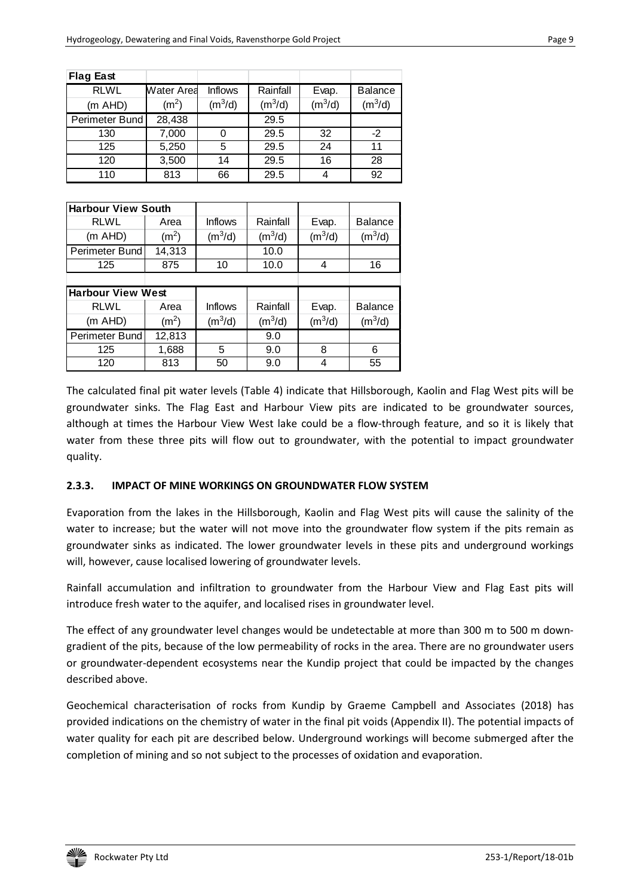| Flag East | | | | | |
|---|---|---|---|---|---|
| RLWL | Water Area | Inflows | Rainfall | Evap. | Balance |
| (m AHD) | ($m^2$) | ($m^3$/d) | ($m^3$/d) | ($m^3$/d) | ($m^3$/d) |
| Perimeter Bund | 28,438 | | 29.5 | | |
| 130 | 7,000 | 0 | 29.5 | 32 | -2 |
| 125 | 5,250 | 5 | 29.5 | 24 | 11 |
| 120 | 3,500 | 14 | 29.5 | 16 | 28 |
| 110 | 813 | 66 | 29.5 | 4 | 92 |

| Harbour View South | | | | | |
|---|---|---|---|---|---|
| RLWL | Area | Inflows | Rainfall | Evap. | Balance |
| (m AHD) | ($m^2$) | ($m^3$/d) | ($m^3$/d) | ($m^3$/d) | ($m^3$/d) |
| Perimeter Bund | 14,313 | | 10.0 | | |
| 125 | 875 | 10 | 10.0 | 4 | 16 |

| Harbour View West | | | | | |
|---|---|---|---|---|---|
| RLWL | Area | Inflows | Rainfall | Evap. | Balance |
| (m AHD) | ($m^2$) | ($m^3$/d) | ($m^3$/d) | ($m^3$/d) | ($m^3$/d) |
| Perimeter Bund | 12,813 | | 9.0 | | |
| 125 | 1,688 | 5 | 9.0 | 8 | 6 |
| 120 | 813 | 50 | 9.0 | 4 | 55 |

The calculated final pit water levels (Table 4) indicate that Hillsborough, Kaolin and Flag West pits will be groundwater sinks. The Flag East and Harbour View pits are indicated to be groundwater sources, although at times the Harbour View West lake could be a flow-through feature, and so it is likely that water from these three pits will flow out to groundwater, with the potential to impact groundwater quality.

### 2.3.3. IMPACT OF MINE WORKINGS ON GROUNDWATER FLOW SYSTEM

Evaporation from the lakes in the Hillsborough, Kaolin and Flag West pits will cause the salinity of the water to increase; but the water will not move into the groundwater flow system if the pits remain as groundwater sinks as indicated. The lower groundwater levels in these pits and underground workings will, however, cause localised lowering of groundwater levels.

Rainfall accumulation and infiltration to groundwater from the Harbour View and Flag East pits will introduce fresh water to the aquifer, and localised rises in groundwater level.

The effect of any groundwater level changes would be undetectable at more than 300 m to 500 m down-gradient of the pits, because of the low permeability of rocks in the area. There are no groundwater users or groundwater-dependent ecosystems near the Kundip project that could be impacted by the changes described above.

Geochemical characterisation of rocks from Kundip by Graeme Campbell and Associates (2018) has provided indications on the chemistry of water in the final pit voids (Appendix II). The potential impacts of water quality for each pit are described below. Underground workings will become submerged after the completion of mining and so not subject to the processes of oxidation and evaporation.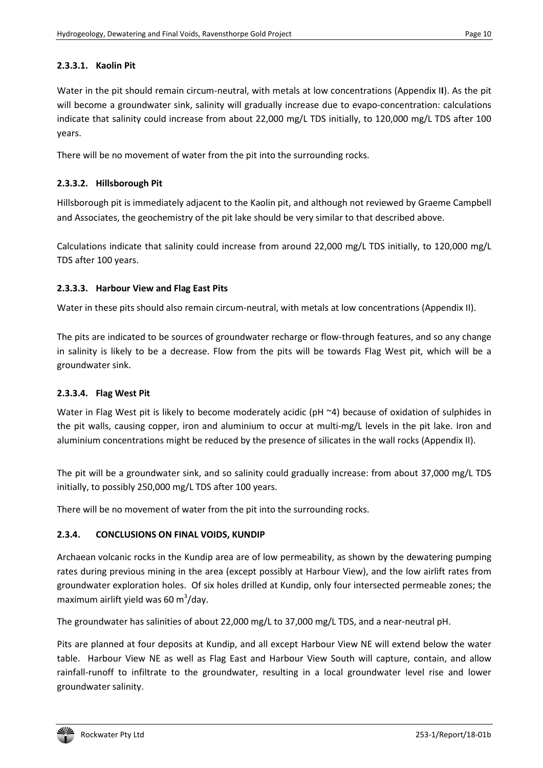#### 2.3.3.1. Kaolin Pit

Water in the pit should remain circum-neutral, with metals at low concentrations (Appendix II). As the pit will become a groundwater sink, salinity will gradually increase due to evapo-concentration: calculations indicate that salinity could increase from about 22,000 mg/L TDS initially, to 120,000 mg/L TDS after 100 years.

There will be no movement of water from the pit into the surrounding rocks.

#### 2.3.3.2. Hillsborough Pit

Hillsborough pit is immediately adjacent to the Kaolin pit, and although not reviewed by Graeme Campbell and Associates, the geochemistry of the pit lake should be very similar to that described above.

Calculations indicate that salinity could increase from around 22,000 mg/L TDS initially, to 120,000 mg/L TDS after 100 years.

#### 2.3.3.3. Harbour View and Flag East Pits

Water in these pits should also remain circum-neutral, with metals at low concentrations (Appendix II).

The pits are indicated to be sources of groundwater recharge or flow-through features, and so any change in salinity is likely to be a decrease. Flow from the pits will be towards Flag West pit, which will be a groundwater sink.

#### 2.3.3.4. Flag West Pit

Water in Flag West pit is likely to become moderately acidic (pH ~4) because of oxidation of sulphides in the pit walls, causing copper, iron and aluminium to occur at multi-mg/L levels in the pit lake. Iron and aluminium concentrations might be reduced by the presence of silicates in the wall rocks (Appendix II).

The pit will be a groundwater sink, and so salinity could gradually increase: from about 37,000 mg/L TDS initially, to possibly 250,000 mg/L TDS after 100 years.

There will be no movement of water from the pit into the surrounding rocks.

### 2.3.4. CONCLUSIONS ON FINAL VOIDS, KUNDIP

Archaean volcanic rocks in the Kundip area are of low permeability, as shown by the dewatering pumping rates during previous mining in the area (except possibly at Harbour View), and the low airlift rates from groundwater exploration holes. Of six holes drilled at Kundip, only four intersected permeable zones; the maximum airlift yield was 60 $m^3$/day.

The groundwater has salinities of about 22,000 mg/L to 37,000 mg/L TDS, and a near-neutral pH.

Pits are planned at four deposits at Kundip, and all except Harbour View NE will extend below the water table. Harbour View NE as well as Flag East and Harbour View South will capture, contain, and allow rainfall-runoff to infiltrate to the groundwater, resulting in a local groundwater level rise and lower groundwater salinity.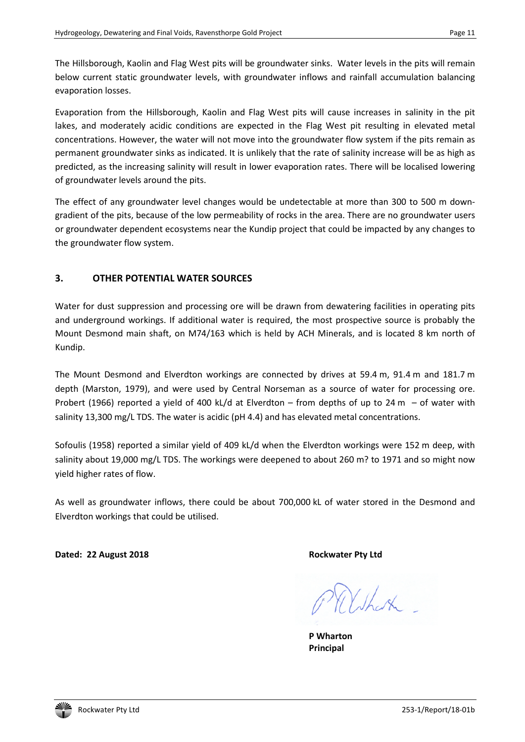The Hillsborough, Kaolin and Flag West pits will be groundwater sinks. Water levels in the pits will remain below current static groundwater levels, with groundwater inflows and rainfall accumulation balancing evaporation losses.

Evaporation from the Hillsborough, Kaolin and Flag West pits will cause increases in salinity in the pit lakes, and moderately acidic conditions are expected in the Flag West pit resulting in elevated metal concentrations. However, the water will not move into the groundwater flow system if the pits remain as permanent groundwater sinks as indicated. It is unlikely that the rate of salinity increase will be as high as predicted, as the increasing salinity will result in lower evaporation rates. There will be localised lowering of groundwater levels around the pits.

The effect of any groundwater level changes would be undetectable at more than 300 to 500 m down-gradient of the pits, because of the low permeability of rocks in the area. There are no groundwater users or groundwater dependent ecosystems near the Kundip project that could be impacted by any changes to the groundwater flow system.

## 3. OTHER POTENTIAL WATER SOURCES

Water for dust suppression and processing ore will be drawn from dewatering facilities in operating pits and underground workings. If additional water is required, the most prospective source is probably the Mount Desmond main shaft, on M74/163 which is held by ACH Minerals, and is located 8 km north of Kundip.

The Mount Desmond and Elverdton workings are connected by drives at 59.4 m, 91.4 m and 181.7 m depth (Marston, 1979), and were used by Central Norseman as a source of water for processing ore. Probert (1966) reported a yield of 400 kL/d at Elverdton – from depths of up to 24 m – of water with salinity 13,300 mg/L TDS. The water is acidic (pH 4.4) and has elevated metal concentrations.

Sofoulis (1958) reported a similar yield of 409 kL/d when the Elverdton workings were 152 m deep, with salinity about 19,000 mg/L TDS. The workings were deepened to about 260 m? to 1971 and so might now yield higher rates of flow.

As well as groundwater inflows, there could be about 700,000 kL of water stored in the Desmond and Elverdton workings that could be utilised.

**Dated: 22 August 2018**

**Rockwater Pty Ltd**

**P Wharton**
**Principal**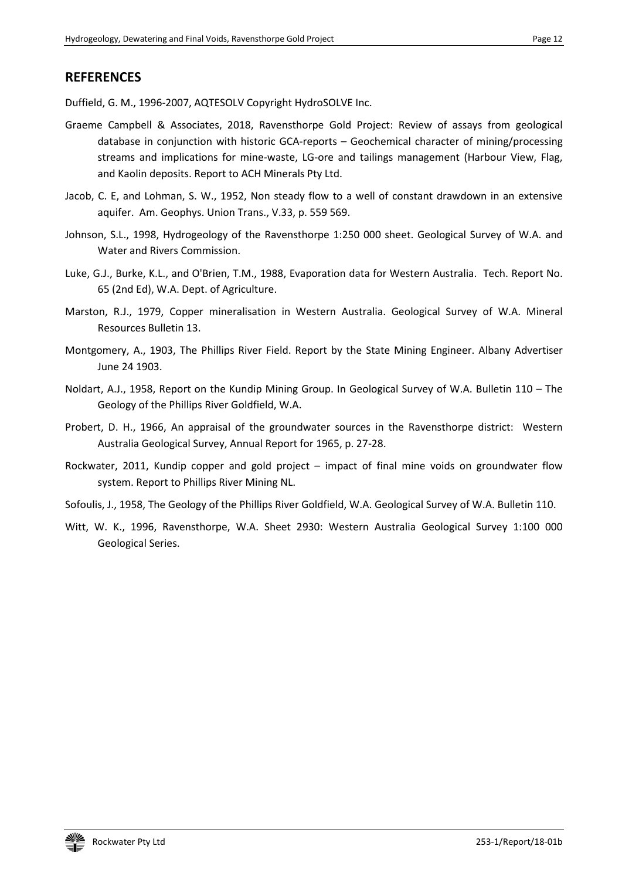## REFERENCES

Duffield, G. M., 1996-2007, AQTESOLV Copyright HydroSOLVE Inc.

Graeme Campbell & Associates, 2018, Ravensthorpe Gold Project: Review of assays from geological database in conjunction with historic GCA-reports – Geochemical character of mining/processing streams and implications for mine-waste, LG-ore and tailings management (Harbour View, Flag, and Kaolin deposits. Report to ACH Minerals Pty Ltd.

Jacob, C. E, and Lohman, S. W., 1952, Non steady flow to a well of constant drawdown in an extensive aquifer. Am. Geophys. Union Trans., V.33, p. 559 569.

Johnson, S.L., 1998, Hydrogeology of the Ravensthorpe 1:250 000 sheet. Geological Survey of W.A. and Water and Rivers Commission.

Luke, G.J., Burke, K.L., and O'Brien, T.M., 1988, Evaporation data for Western Australia. Tech. Report No. 65 (2nd Ed), W.A. Dept. of Agriculture.

Marston, R.J., 1979, Copper mineralisation in Western Australia. Geological Survey of W.A. Mineral Resources Bulletin 13.

Montgomery, A., 1903, The Phillips River Field. Report by the State Mining Engineer. Albany Advertiser June 24 1903.

Noldart, A.J., 1958, Report on the Kundip Mining Group. In Geological Survey of W.A. Bulletin 110 – The Geology of the Phillips River Goldfield, W.A.

Probert, D. H., 1966, An appraisal of the groundwater sources in the Ravensthorpe district: Western Australia Geological Survey, Annual Report for 1965, p. 27-28.

Rockwater, 2011, Kundip copper and gold project – impact of final mine voids on groundwater flow system. Report to Phillips River Mining NL.

Sofoulis, J., 1958, The Geology of the Phillips River Goldfield, W.A. Geological Survey of W.A. Bulletin 110.

Witt, W. K., 1996, Ravensthorpe, W.A. Sheet 2930: Western Australia Geological Survey 1:100 000 Geological Series.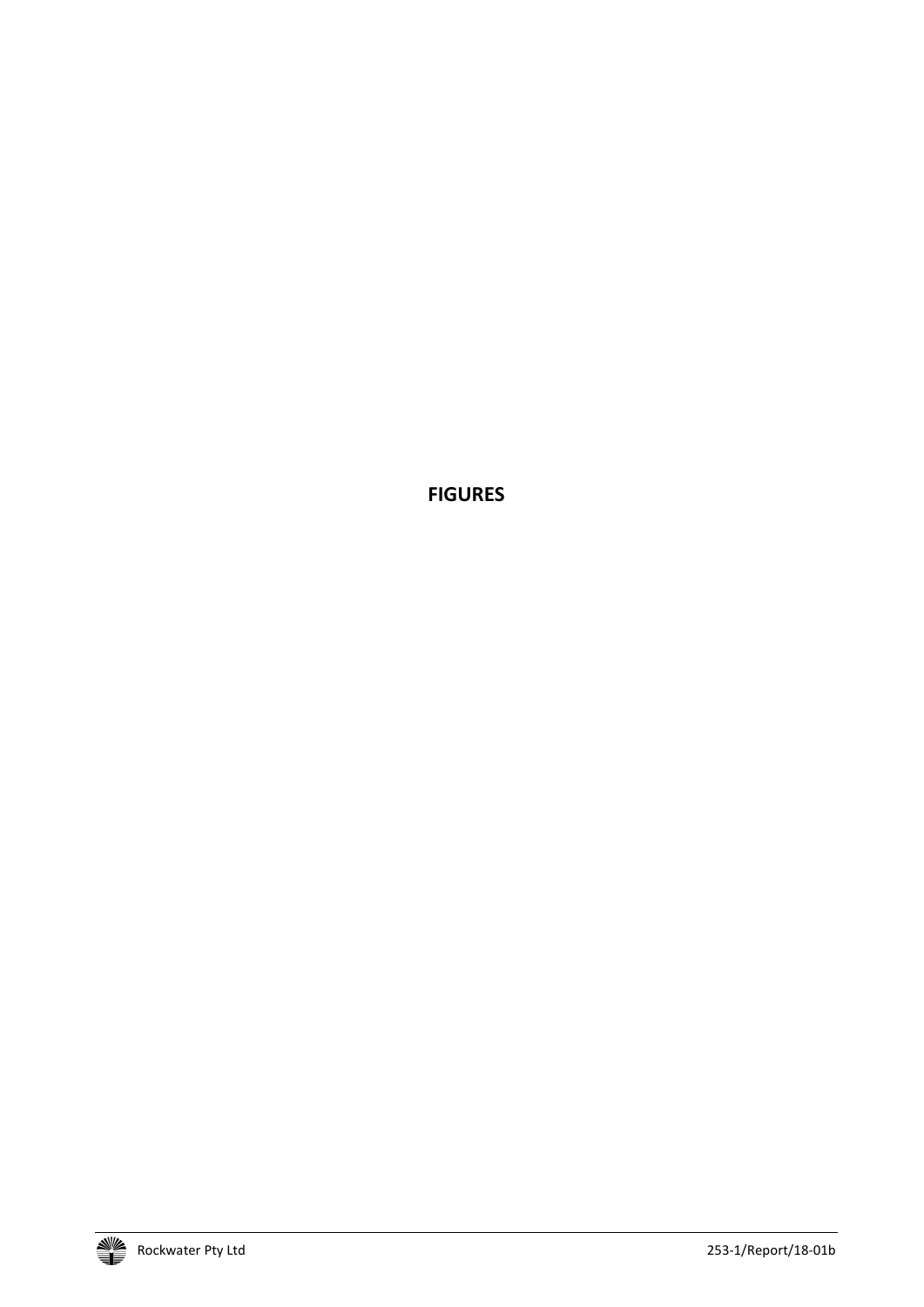**FIGURES**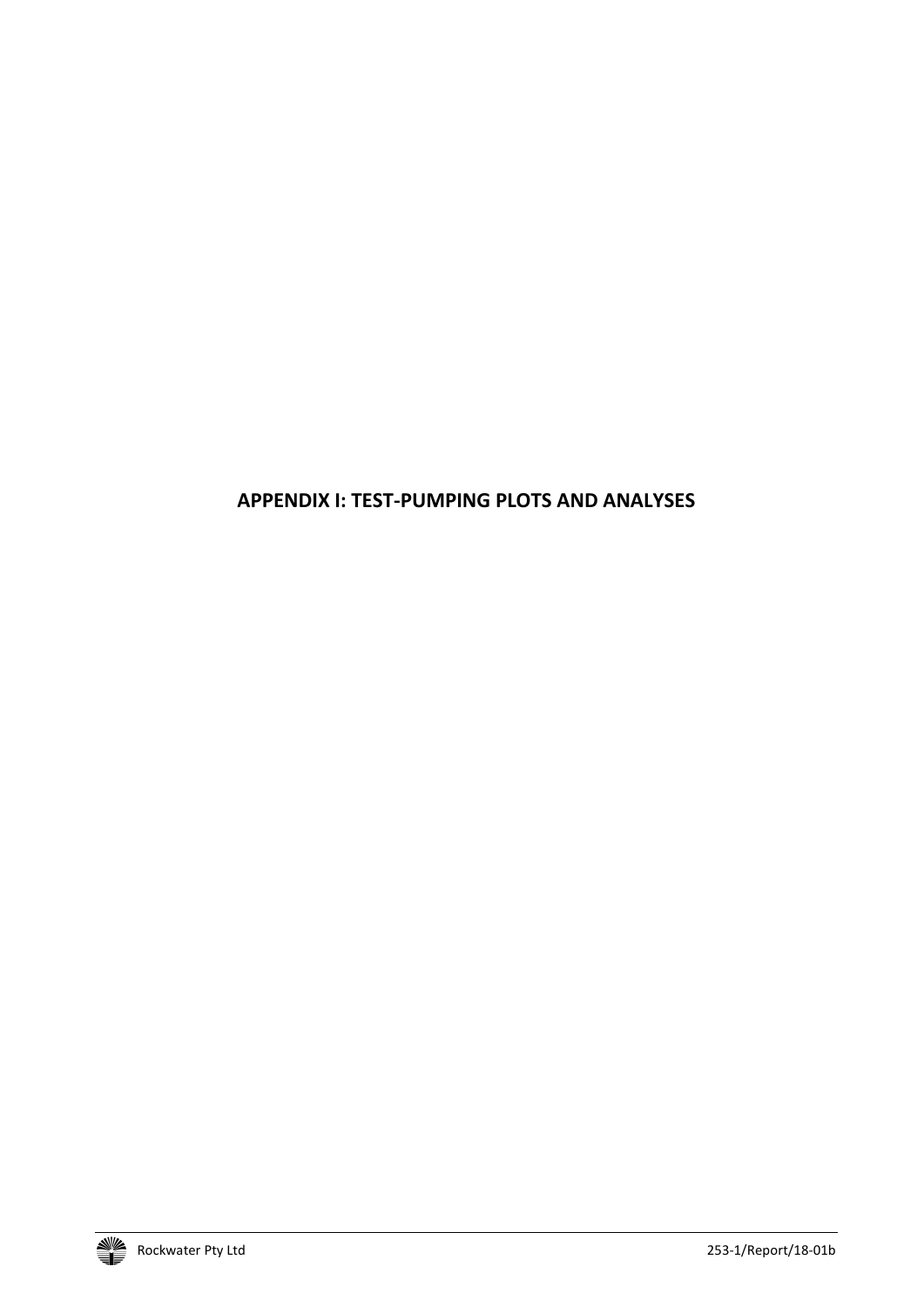# APPENDIX I: TEST-PUMPING PLOTS AND ANALYSES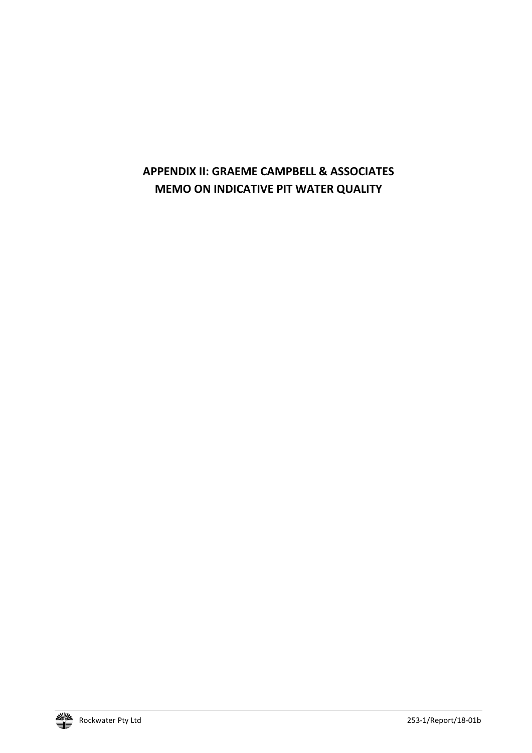# APPENDIX II: GRAEME CAMPBELL & ASSOCIATES MEMO ON INDICATIVE PIT WATER QUALITY